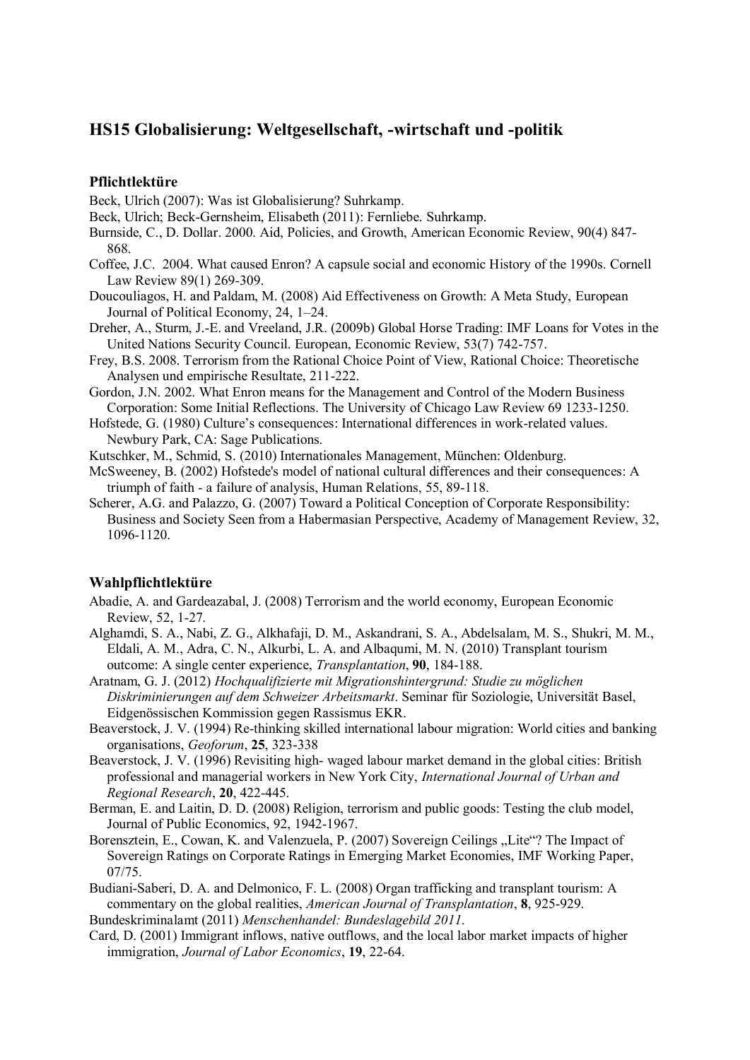# HS15 Globalisierung: Weltgesellschaft, -wirtschaft und -politik

## Pflichtlektüre

Beck, Ulrich (2007): Was ist Globalisierung? Suhrkamp.

Beck, Ulrich; Beck-Gernsheim, Elisabeth (2011): Fernliebe. Suhrkamp.

Burnside, C., D. Dollar. 2000. Aid, Policies, and Growth, American Economic Review, 90(4) 847-868.

Coffee, J.C. 2004. What caused Enron? A capsule social and economic History of the 1990s. Cornell Law Review 89(1) 269-309.

Doucouliagos, H. and Paldam, M. (2008) Aid Effectiveness on Growth: A Meta Study, European Journal of Political Economy, 24, 1–24.

Dreher, A., Sturm, J.-E. and Vreeland, J.R. (2009b) Global Horse Trading: IMF Loans for Votes in the United Nations Security Council. European, Economic Review, 53(7) 742-757.

Frey, B.S. 2008. Terrorism from the Rational Choice Point of View, Rational Choice: Theoretische Analysen und empirische Resultate, 211-222.

Gordon, J.N. 2002. What Enron means for the Management and Control of the Modern Business Corporation: Some Initial Reflections. The University of Chicago Law Review 69 1233-1250.

Hofstede, G. (1980) Culture's consequences: International differences in work-related values. Newbury Park, CA: Sage Publications.

Kutschker, M., Schmid, S. (2010) Internationales Management, München: Oldenburg.

McSweeney, B. (2002) Hofstede's model of national cultural differences and their consequences: A triumph of faith - a failure of analysis, Human Relations, 55, 89-118.

Scherer, A.G. and Palazzo, G. (2007) Toward a Political Conception of Corporate Responsibility: Business and Society Seen from a Habermasian Perspective, Academy of Management Review, 32, 1096-1120.

## Wahlpflichtlektüre

Abadie, A. and Gardeazabal, J. (2008) Terrorism and the world economy, European Economic Review, 52, 1-27.

Alghamdi, S. A., Nabi, Z. G., Alkhafaji, D. M., Askandrani, S. A., Abdelsalam, M. S., Shukri, M. M., Eldali, A. M., Adra, C. N., Alkurbi, L. A. and Albaqumi, M. N. (2010) Transplant tourism outcome: A single center experience, *Transplantation*, **90**, 184-188.

Aratnam, G. J. (2012) *Hochqualifizierte mit Migrationshintergrund: Studie zu möglichen Diskriminierungen auf dem Schweizer Arbeitsmarkt*. Seminar für Soziologie, Universität Basel, Eidgenössischen Kommission gegen Rassismus EKR.

Beaverstock, J. V. (1994) Re-thinking skilled international labour migration: World cities and banking organisations, *Geoforum*, **25**, 323-338

Beaverstock, J. V. (1996) Revisiting high- waged labour market demand in the global cities: British professional and managerial workers in New York City, *International Journal of Urban and Regional Research*, **20**, 422-445.

Berman, E. and Laitin, D. D. (2008) Religion, terrorism and public goods: Testing the club model, Journal of Public Economics, 92, 1942-1967.

Borensztein, E., Cowan, K. and Valenzuela, P. (2007) Sovereign Ceilings „Lite"? The Impact of Sovereign Ratings on Corporate Ratings in Emerging Market Economies, IMF Working Paper, 07/75.

Budiani-Saberi, D. A. and Delmonico, F. L. (2008) Organ trafficking and transplant tourism: A commentary on the global realities, *American Journal of Transplantation*, **8**, 925-929.

Bundeskriminalamt (2011) *Menschenhandel: Bundeslagebild 2011*.

Card, D. (2001) Immigrant inflows, native outflows, and the local labor market impacts of higher immigration, *Journal of Labor Economics*, **19**, 22-64.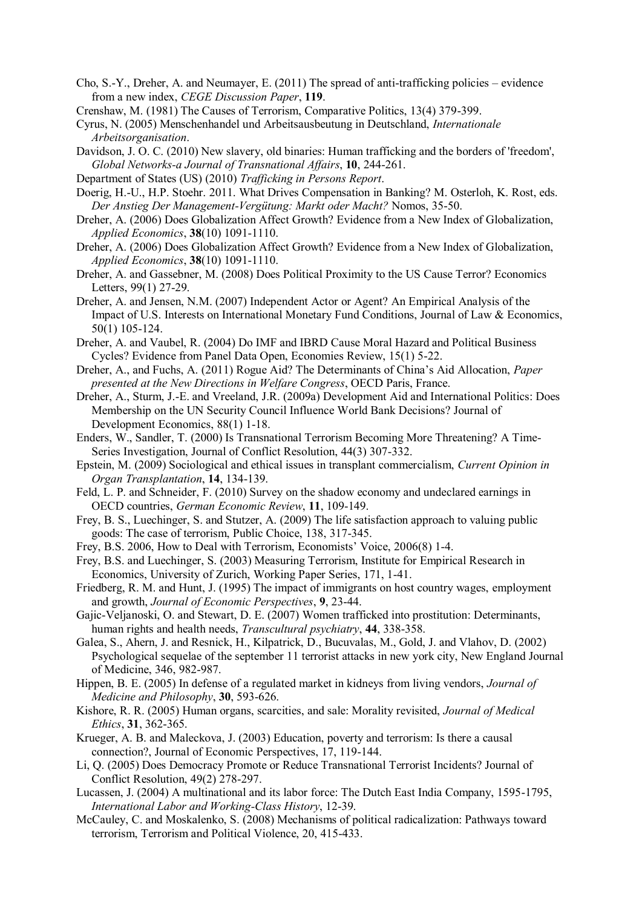Cho, S.-Y., Dreher, A. and Neumayer, E. (2011) The spread of anti-trafficking policies – evidence from a new index, *CEGE Discussion Paper*, **119**.

Crenshaw, M. (1981) The Causes of Terrorism, Comparative Politics, 13(4) 379-399.

Cyrus, N. (2005) Menschenhandel und Arbeitsausbeutung in Deutschland, *Internationale Arbeitsorganisation*.

Davidson, J. O. C. (2010) New slavery, old binaries: Human trafficking and the borders of 'freedom', *Global Networks-a Journal of Transnational Affairs*, **10**, 244-261.

Department of States (US) (2010) *Trafficking in Persons Report*.

Doerig, H.-U., H.P. Stoehr. 2011. What Drives Compensation in Banking? M. Osterloh, K. Rost, eds. *Der Anstieg Der Management-Vergütung: Markt oder Macht?* Nomos, 35-50.

Dreher, A. (2006) Does Globalization Affect Growth? Evidence from a New Index of Globalization, *Applied Economics*, **38**(10) 1091-1110.

Dreher, A. (2006) Does Globalization Affect Growth? Evidence from a New Index of Globalization, *Applied Economics*, **38**(10) 1091-1110.

Dreher, A. and Gassebner, M. (2008) Does Political Proximity to the US Cause Terror? Economics Letters, 99(1) 27-29.

Dreher, A. and Jensen, N.M. (2007) Independent Actor or Agent? An Empirical Analysis of the Impact of U.S. Interests on International Monetary Fund Conditions, Journal of Law & Economics, 50(1) 105-124.

Dreher, A. and Vaubel, R. (2004) Do IMF and IBRD Cause Moral Hazard and Political Business Cycles? Evidence from Panel Data Open, Economies Review, 15(1) 5-22.

Dreher, A., and Fuchs, A. (2011) Rogue Aid? The Determinants of China's Aid Allocation, *Paper presented at the New Directions in Welfare Congress*, OECD Paris, France.

Dreher, A., Sturm, J.-E. and Vreeland, J.R. (2009a) Development Aid and International Politics: Does Membership on the UN Security Council Influence World Bank Decisions? Journal of Development Economics, 88(1) 1-18.

Enders, W., Sandler, T. (2000) Is Transnational Terrorism Becoming More Threatening? A Time-Series Investigation, Journal of Conflict Resolution, 44(3) 307-332.

Epstein, M. (2009) Sociological and ethical issues in transplant commercialism, *Current Opinion in Organ Transplantation*, **14**, 134-139.

Feld, L. P. and Schneider, F. (2010) Survey on the shadow economy and undeclared earnings in OECD countries, *German Economic Review*, **11**, 109-149.

Frey, B. S., Luechinger, S. and Stutzer, A. (2009) The life satisfaction approach to valuing public goods: The case of terrorism, Public Choice, 138, 317-345.

Frey, B.S. 2006, How to Deal with Terrorism, Economists' Voice, 2006(8) 1-4.

Frey, B.S. and Luechinger, S. (2003) Measuring Terrorism, Institute for Empirical Research in Economics, University of Zurich, Working Paper Series, 171, 1-41.

Friedberg, R. M. and Hunt, J. (1995) The impact of immigrants on host country wages, employment and growth, *Journal of Economic Perspectives*, **9**, 23-44.

Gajic-Veljanoski, O. and Stewart, D. E. (2007) Women trafficked into prostitution: Determinants, human rights and health needs, *Transcultural psychiatry*, **44**, 338-358.

Galea, S., Ahern, J. and Resnick, H., Kilpatrick, D., Bucuvalas, M., Gold, J. and Vlahov, D. (2002) Psychological sequelae of the september 11 terrorist attacks in new york city, New England Journal of Medicine, 346, 982-987.

Hippen, B. E. (2005) In defense of a regulated market in kidneys from living vendors, *Journal of Medicine and Philosophy*, **30**, 593-626.

Kishore, R. R. (2005) Human organs, scarcities, and sale: Morality revisited, *Journal of Medical Ethics*, **31**, 362-365.

Krueger, A. B. and Maleckova, J. (2003) Education, poverty and terrorism: Is there a causal connection?, Journal of Economic Perspectives, 17, 119-144.

Li, Q. (2005) Does Democracy Promote or Reduce Transnational Terrorist Incidents? Journal of Conflict Resolution, 49(2) 278-297.

Lucassen, J. (2004) A multinational and its labor force: The Dutch East India Company, 1595-1795, *International Labor and Working-Class History*, 12-39.

McCauley, C. and Moskalenko, S. (2008) Mechanisms of political radicalization: Pathways toward terrorism, Terrorism and Political Violence, 20, 415-433.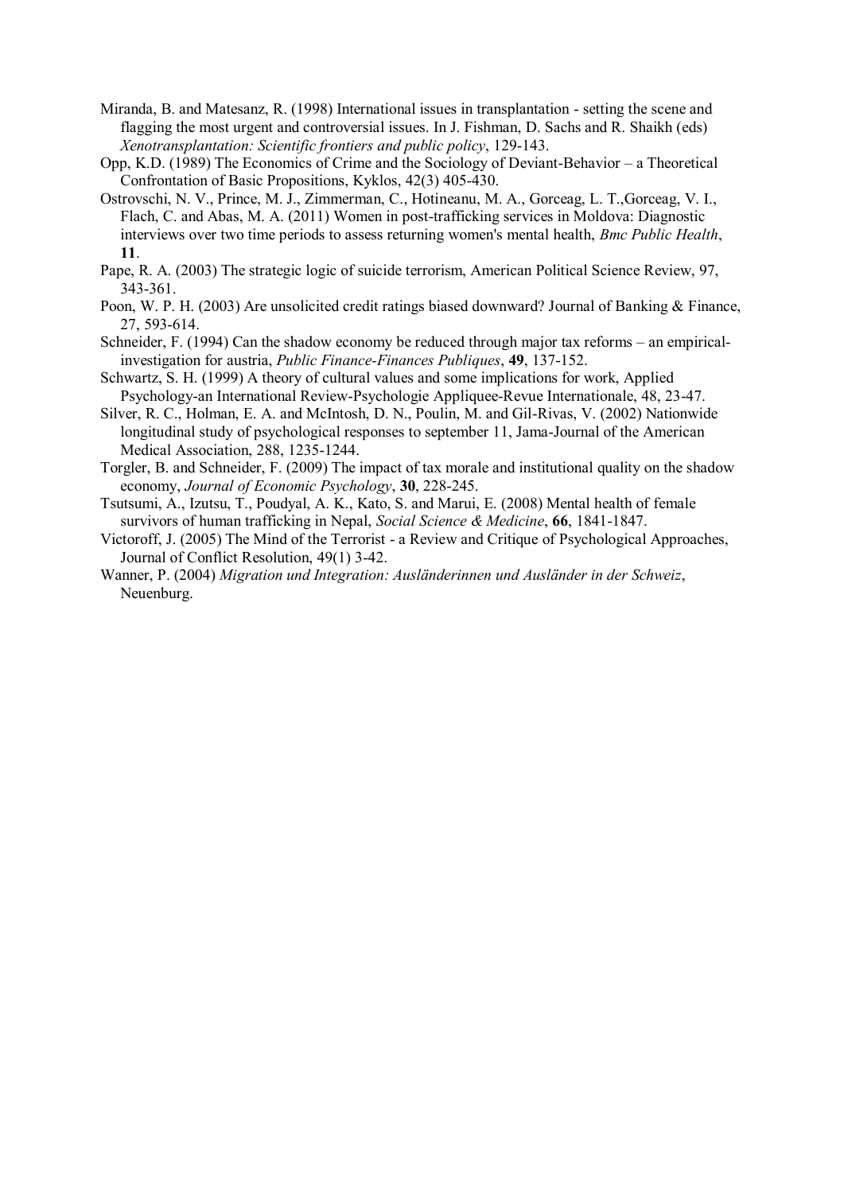Miranda, B. and Matesanz, R. (1998) International issues in transplantation - setting the scene and flagging the most urgent and controversial issues. In J. Fishman, D. Sachs and R. Shaikh (eds) *Xenotransplantation: Scientific frontiers and public policy*, 129-143.

Opp, K.D. (1989) The Economics of Crime and the Sociology of Deviant-Behavior – a Theoretical Confrontation of Basic Propositions, Kyklos, 42(3) 405-430.

Ostrovschi, N. V., Prince, M. J., Zimmerman, C., Hotineanu, M. A., Gorceag, L. T.,Gorceag, V. I., Flach, C. and Abas, M. A. (2011) Women in post-trafficking services in Moldova: Diagnostic interviews over two time periods to assess returning women's mental health, *Bmc Public Health*, **11**.

Pape, R. A. (2003) The strategic logic of suicide terrorism, American Political Science Review, 97, 343-361.

Poon, W. P. H. (2003) Are unsolicited credit ratings biased downward? Journal of Banking & Finance, 27, 593-614.

Schneider, F. (1994) Can the shadow economy be reduced through major tax reforms – an empirical-investigation for austria, *Public Finance-Finances Publiques*, **49**, 137-152.

Schwartz, S. H. (1999) A theory of cultural values and some implications for work, Applied Psychology-an International Review-Psychologie Appliquee-Revue Internationale, 48, 23-47.

Silver, R. C., Holman, E. A. and McIntosh, D. N., Poulin, M. and Gil-Rivas, V. (2002) Nationwide longitudinal study of psychological responses to september 11, Jama-Journal of the American Medical Association, 288, 1235-1244.

Torgler, B. and Schneider, F. (2009) The impact of tax morale and institutional quality on the shadow economy, *Journal of Economic Psychology*, **30**, 228-245.

Tsutsumi, A., Izutsu, T., Poudyal, A. K., Kato, S. and Marui, E. (2008) Mental health of female survivors of human trafficking in Nepal, *Social Science & Medicine*, **66**, 1841-1847.

Victoroff, J. (2005) The Mind of the Terrorist - a Review and Critique of Psychological Approaches, Journal of Conflict Resolution, 49(1) 3-42.

Wanner, P. (2004) *Migration und Integration: Ausländerinnen und Ausländer in der Schweiz*, Neuenburg.